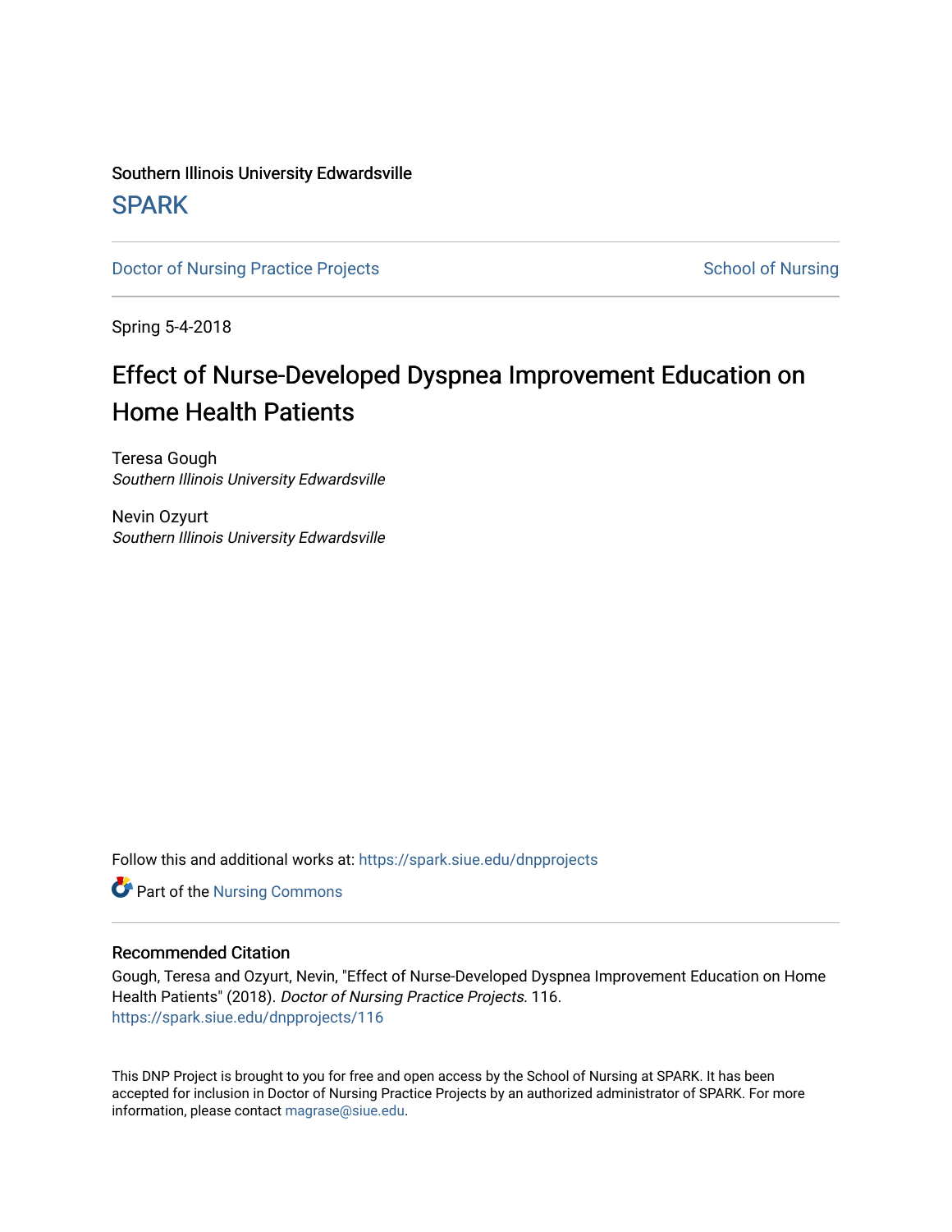Southern Illinois University Edwardsville

SPARK

Doctor of Nursing Practice Projects

School of Nursing

Spring 5-4-2018

# Effect of Nurse-Developed Dyspnea Improvement Education on Home Health Patients

Teresa Gough
*Southern Illinois University Edwardsville*

Nevin Ozyurt
*Southern Illinois University Edwardsville*

Follow this and additional works at: https://spark.siue.edu/dnpprojects

Part of the Nursing Commons

## Recommended Citation

Gough, Teresa and Ozyurt, Nevin, "Effect of Nurse-Developed Dyspnea Improvement Education on Home Health Patients" (2018). *Doctor of Nursing Practice Projects*. 116.
https://spark.siue.edu/dnpprojects/116

This DNP Project is brought to you for free and open access by the School of Nursing at SPARK. It has been accepted for inclusion in Doctor of Nursing Practice Projects by an authorized administrator of SPARK. For more information, please contact magrase@siue.edu.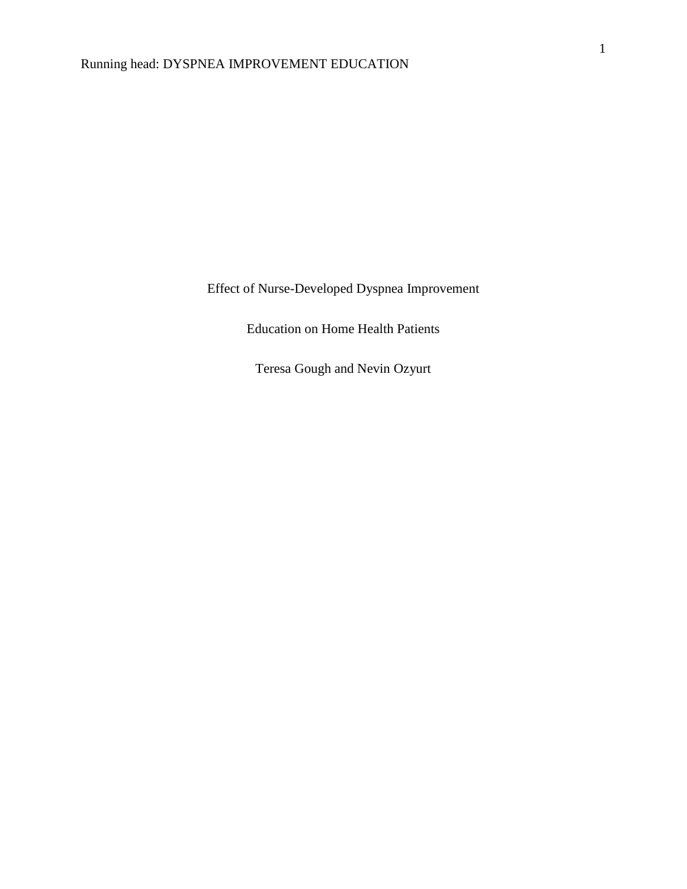# Effect of Nurse-Developed Dyspnea Improvement Education on Home Health Patients

Teresa Gough and Nevin Ozyurt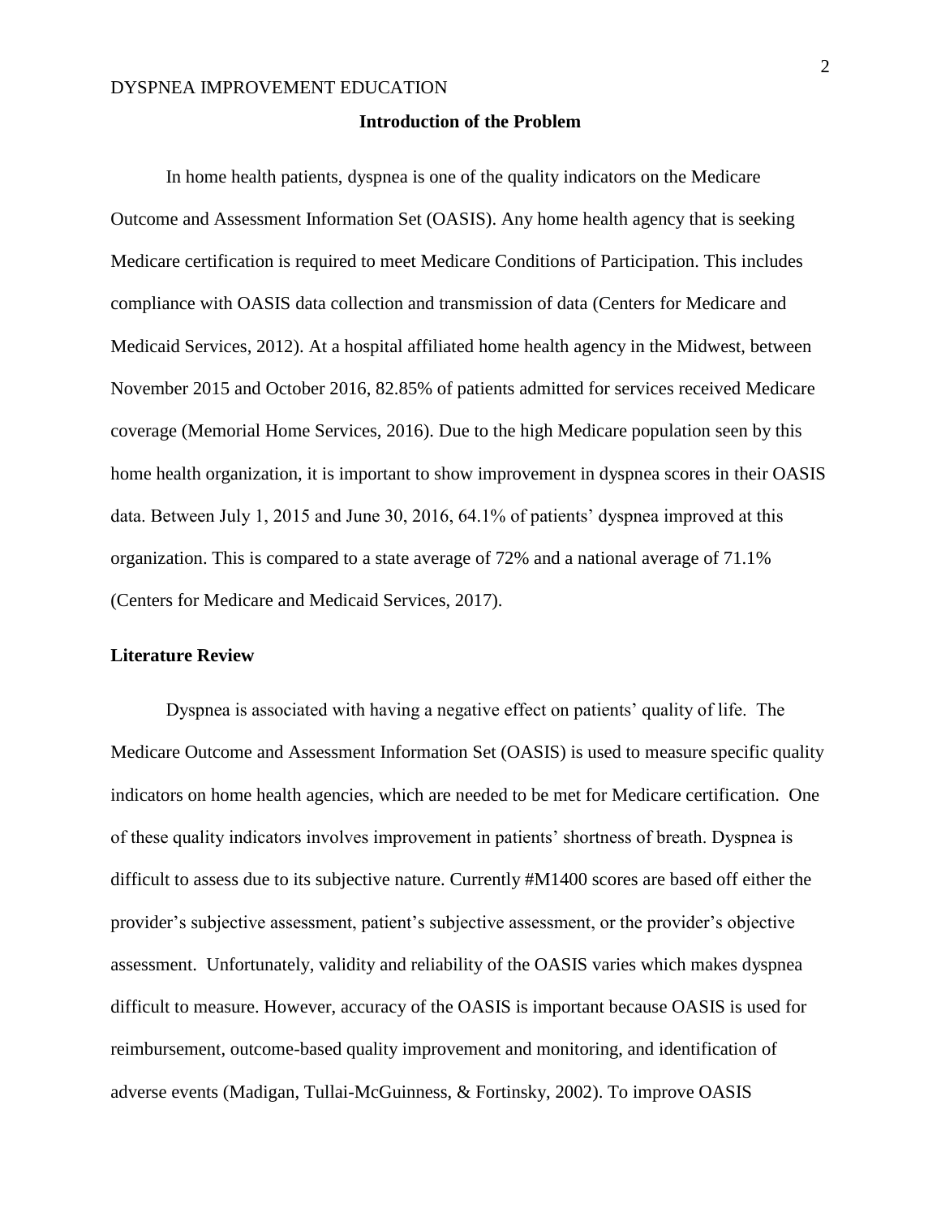## Introduction of the Problem

In home health patients, dyspnea is one of the quality indicators on the Medicare Outcome and Assessment Information Set (OASIS). Any home health agency that is seeking Medicare certification is required to meet Medicare Conditions of Participation. This includes compliance with OASIS data collection and transmission of data (Centers for Medicare and Medicaid Services, 2012). At a hospital affiliated home health agency in the Midwest, between November 2015 and October 2016, 82.85% of patients admitted for services received Medicare coverage (Memorial Home Services, 2016). Due to the high Medicare population seen by this home health organization, it is important to show improvement in dyspnea scores in their OASIS data. Between July 1, 2015 and June 30, 2016, 64.1% of patients' dyspnea improved at this organization. This is compared to a state average of 72% and a national average of 71.1% (Centers for Medicare and Medicaid Services, 2017).

## Literature Review

Dyspnea is associated with having a negative effect on patients' quality of life. The Medicare Outcome and Assessment Information Set (OASIS) is used to measure specific quality indicators on home health agencies, which are needed to be met for Medicare certification. One of these quality indicators involves improvement in patients' shortness of breath. Dyspnea is difficult to assess due to its subjective nature. Currently #M1400 scores are based off either the provider's subjective assessment, patient's subjective assessment, or the provider's objective assessment. Unfortunately, validity and reliability of the OASIS varies which makes dyspnea difficult to measure. However, accuracy of the OASIS is important because OASIS is used for reimbursement, outcome-based quality improvement and monitoring, and identification of adverse events (Madigan, Tullai-McGuinness, & Fortinsky, 2002). To improve OASIS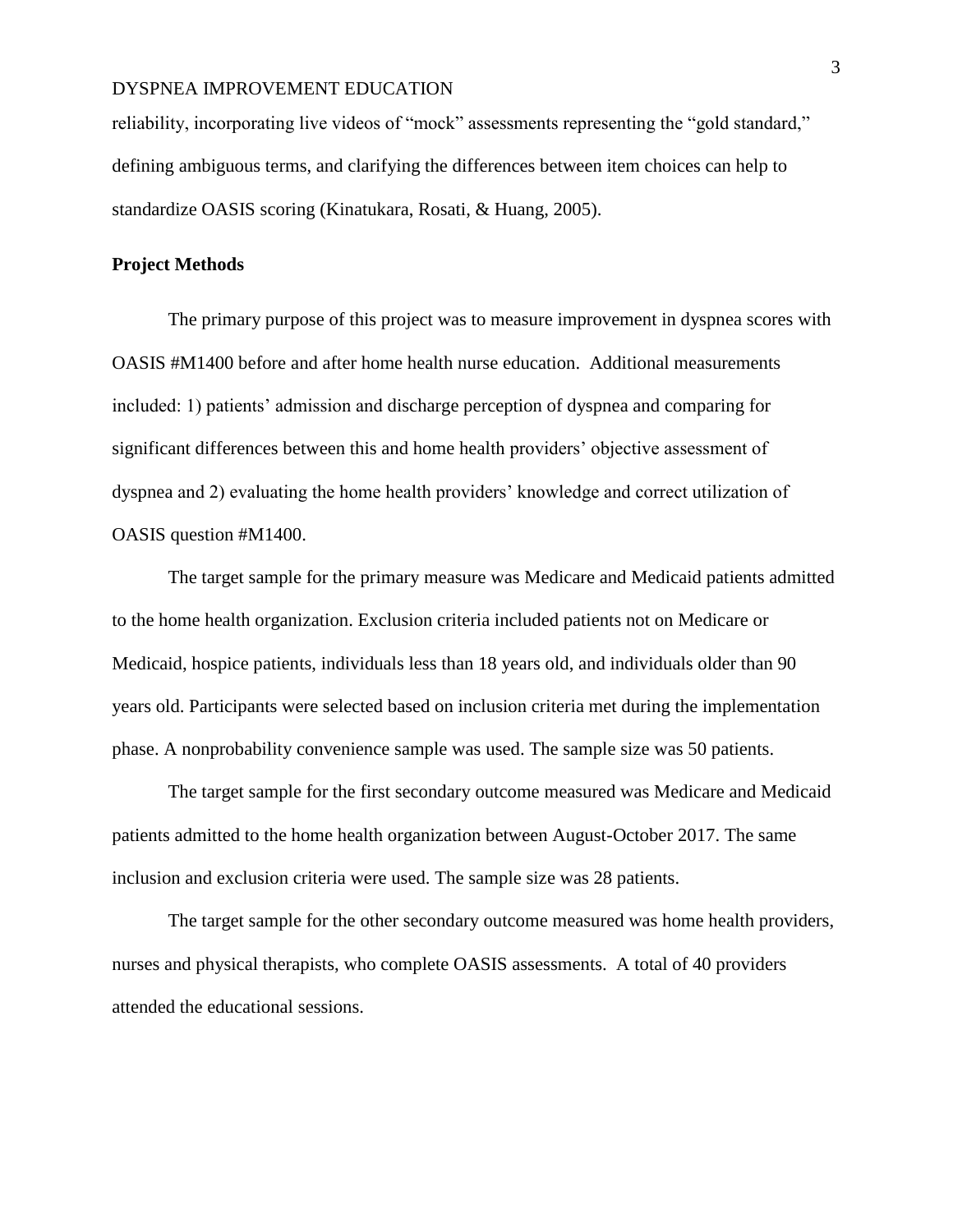reliability, incorporating live videos of "mock" assessments representing the "gold standard," defining ambiguous terms, and clarifying the differences between item choices can help to standardize OASIS scoring (Kinatukara, Rosati, & Huang, 2005).

## Project Methods

The primary purpose of this project was to measure improvement in dyspnea scores with OASIS #M1400 before and after home health nurse education. Additional measurements included: 1) patients' admission and discharge perception of dyspnea and comparing for significant differences between this and home health providers' objective assessment of dyspnea and 2) evaluating the home health providers' knowledge and correct utilization of OASIS question #M1400.

The target sample for the primary measure was Medicare and Medicaid patients admitted to the home health organization. Exclusion criteria included patients not on Medicare or Medicaid, hospice patients, individuals less than 18 years old, and individuals older than 90 years old. Participants were selected based on inclusion criteria met during the implementation phase. A nonprobability convenience sample was used. The sample size was 50 patients.

The target sample for the first secondary outcome measured was Medicare and Medicaid patients admitted to the home health organization between August-October 2017. The same inclusion and exclusion criteria were used. The sample size was 28 patients.

The target sample for the other secondary outcome measured was home health providers, nurses and physical therapists, who complete OASIS assessments. A total of 40 providers attended the educational sessions.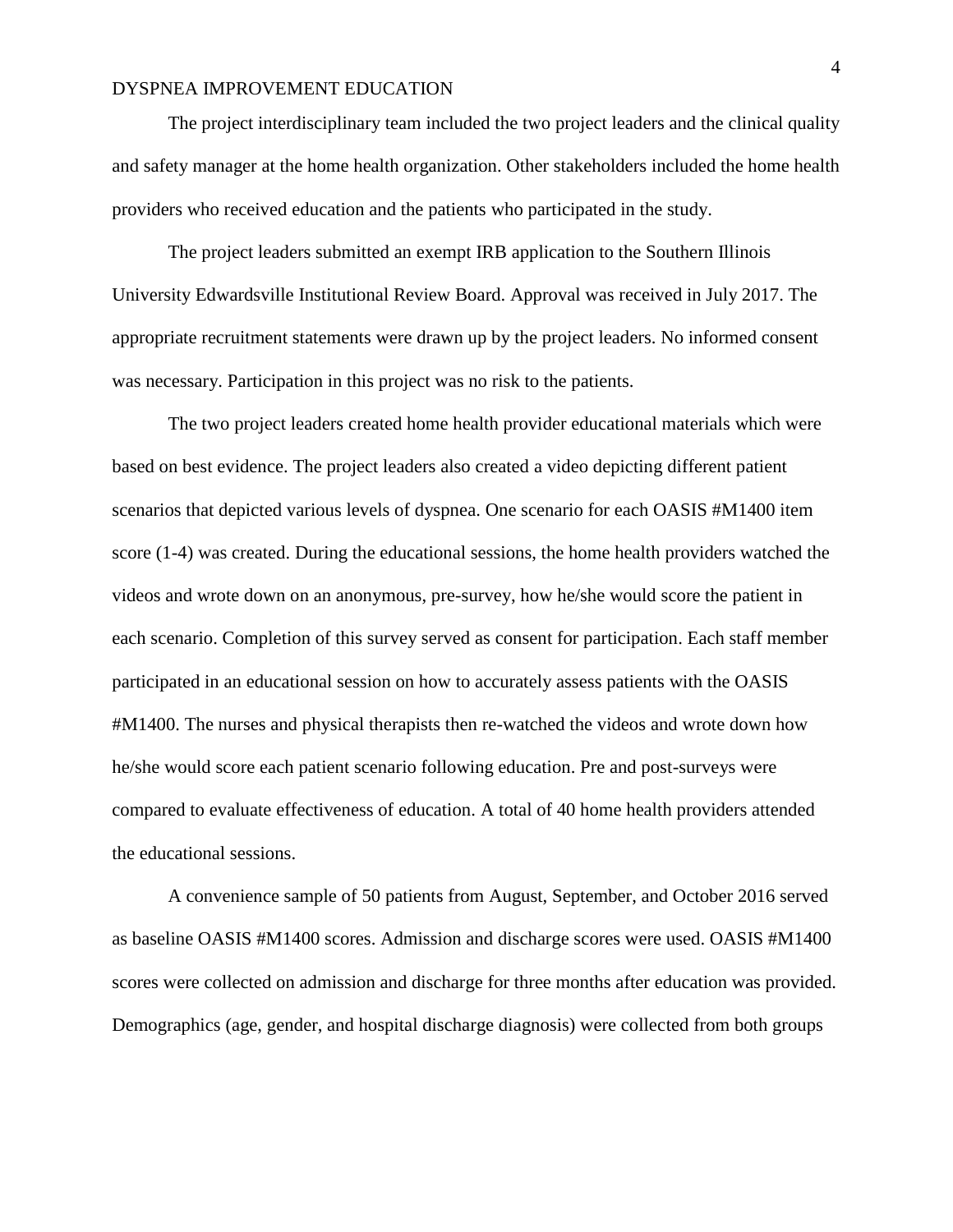The project interdisciplinary team included the two project leaders and the clinical quality and safety manager at the home health organization. Other stakeholders included the home health providers who received education and the patients who participated in the study.

The project leaders submitted an exempt IRB application to the Southern Illinois University Edwardsville Institutional Review Board. Approval was received in July 2017. The appropriate recruitment statements were drawn up by the project leaders. No informed consent was necessary. Participation in this project was no risk to the patients.

The two project leaders created home health provider educational materials which were based on best evidence. The project leaders also created a video depicting different patient scenarios that depicted various levels of dyspnea. One scenario for each OASIS #M1400 item score (1-4) was created. During the educational sessions, the home health providers watched the videos and wrote down on an anonymous, pre-survey, how he/she would score the patient in each scenario. Completion of this survey served as consent for participation. Each staff member participated in an educational session on how to accurately assess patients with the OASIS #M1400. The nurses and physical therapists then re-watched the videos and wrote down how he/she would score each patient scenario following education. Pre and post-surveys were compared to evaluate effectiveness of education. A total of 40 home health providers attended the educational sessions.

A convenience sample of 50 patients from August, September, and October 2016 served as baseline OASIS #M1400 scores. Admission and discharge scores were used. OASIS #M1400 scores were collected on admission and discharge for three months after education was provided. Demographics (age, gender, and hospital discharge diagnosis) were collected from both groups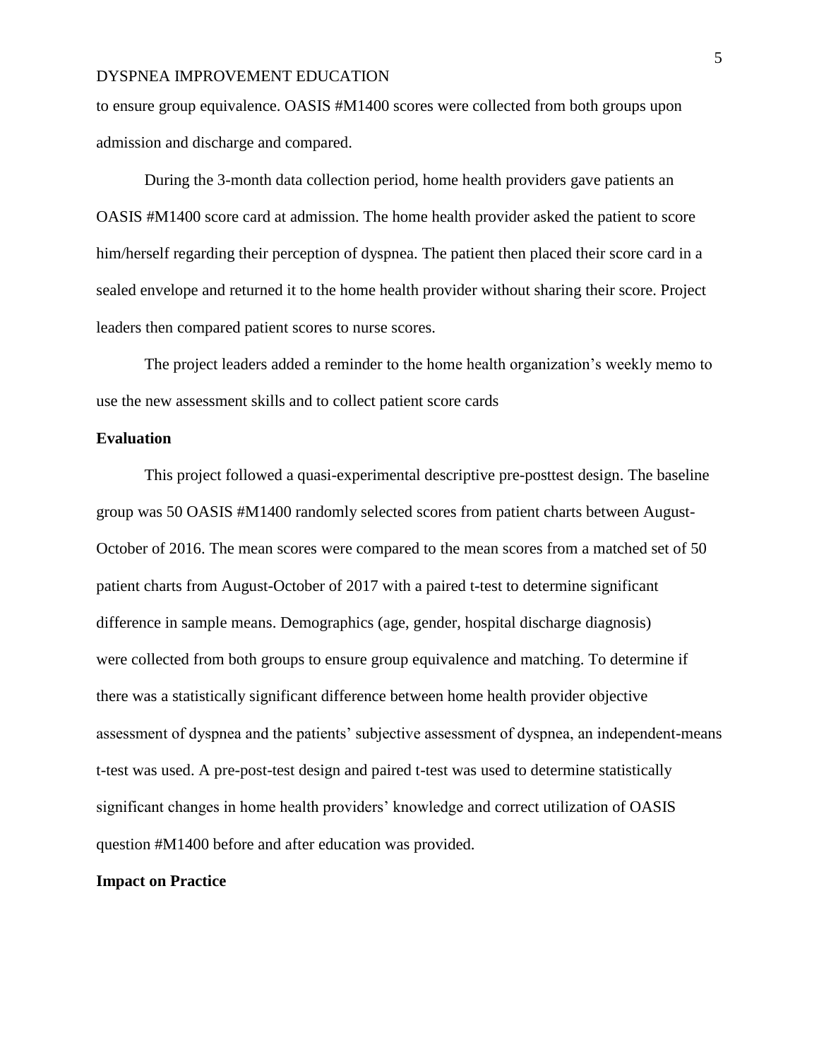to ensure group equivalence. OASIS #M1400 scores were collected from both groups upon admission and discharge and compared.

During the 3-month data collection period, home health providers gave patients an OASIS #M1400 score card at admission. The home health provider asked the patient to score him/herself regarding their perception of dyspnea. The patient then placed their score card in a sealed envelope and returned it to the home health provider without sharing their score. Project leaders then compared patient scores to nurse scores.

The project leaders added a reminder to the home health organization's weekly memo to use the new assessment skills and to collect patient score cards

## Evaluation

This project followed a quasi-experimental descriptive pre-posttest design. The baseline group was 50 OASIS #M1400 randomly selected scores from patient charts between August-October of 2016. The mean scores were compared to the mean scores from a matched set of 50 patient charts from August-October of 2017 with a paired t-test to determine significant difference in sample means. Demographics (age, gender, hospital discharge diagnosis) were collected from both groups to ensure group equivalence and matching. To determine if there was a statistically significant difference between home health provider objective assessment of dyspnea and the patients' subjective assessment of dyspnea, an independent-means t-test was used. A pre-post-test design and paired t-test was used to determine statistically significant changes in home health providers' knowledge and correct utilization of OASIS question #M1400 before and after education was provided.

## Impact on Practice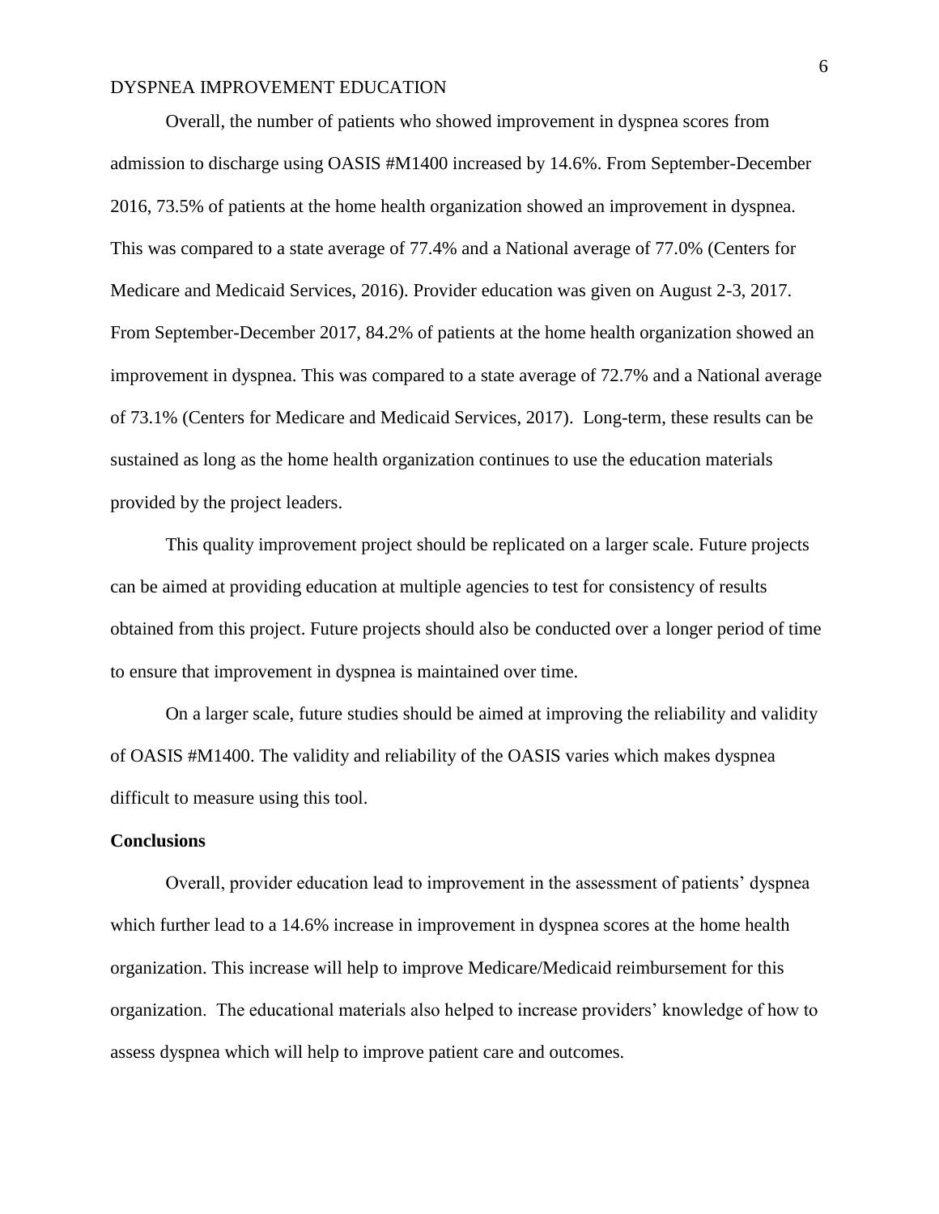Overall, the number of patients who showed improvement in dyspnea scores from admission to discharge using OASIS #M1400 increased by 14.6%. From September-December 2016, 73.5% of patients at the home health organization showed an improvement in dyspnea. This was compared to a state average of 77.4% and a National average of 77.0% (Centers for Medicare and Medicaid Services, 2016). Provider education was given on August 2-3, 2017. From September-December 2017, 84.2% of patients at the home health organization showed an improvement in dyspnea. This was compared to a state average of 72.7% and a National average of 73.1% (Centers for Medicare and Medicaid Services, 2017). Long-term, these results can be sustained as long as the home health organization continues to use the education materials provided by the project leaders.

This quality improvement project should be replicated on a larger scale. Future projects can be aimed at providing education at multiple agencies to test for consistency of results obtained from this project. Future projects should also be conducted over a longer period of time to ensure that improvement in dyspnea is maintained over time.

On a larger scale, future studies should be aimed at improving the reliability and validity of OASIS #M1400. The validity and reliability of the OASIS varies which makes dyspnea difficult to measure using this tool.

**Conclusions**

Overall, provider education lead to improvement in the assessment of patients' dyspnea which further lead to a 14.6% increase in improvement in dyspnea scores at the home health organization. This increase will help to improve Medicare/Medicaid reimbursement for this organization. The educational materials also helped to increase providers' knowledge of how to assess dyspnea which will help to improve patient care and outcomes.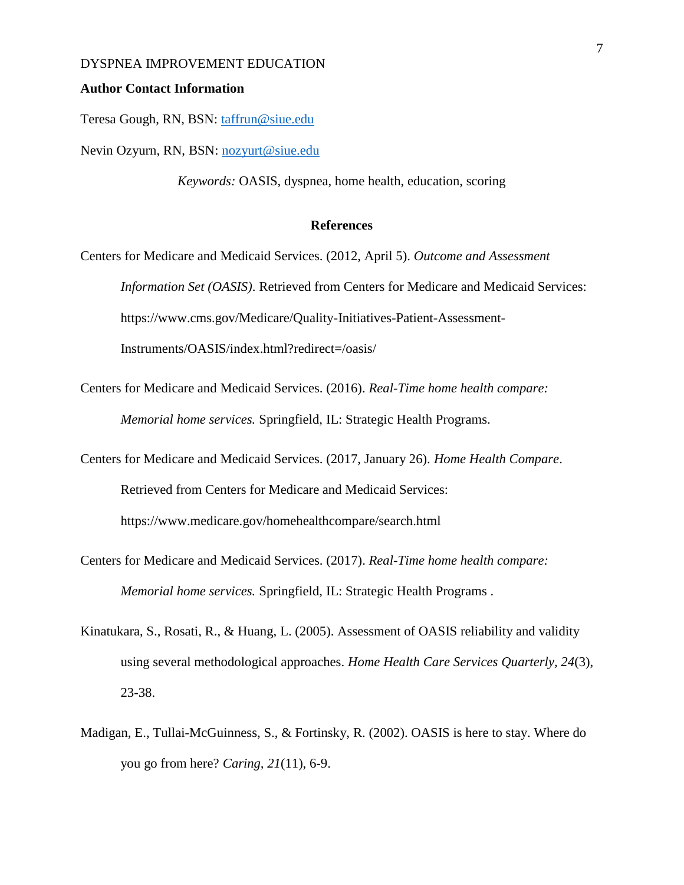**Author Contact Information**

Teresa Gough, RN, BSN: taffrun@siue.edu

Nevin Ozyurn, RN, BSN: nozyurt@siue.edu

*Keywords:* OASIS, dyspnea, home health, education, scoring

## References

Centers for Medicare and Medicaid Services. (2012, April 5). *Outcome and Assessment Information Set (OASIS)*. Retrieved from Centers for Medicare and Medicaid Services: https://www.cms.gov/Medicare/Quality-Initiatives-Patient-Assessment-Instruments/OASIS/index.html?redirect=/oasis/

Centers for Medicare and Medicaid Services. (2016). *Real-Time home health compare: Memorial home services.* Springfield, IL: Strategic Health Programs.

Centers for Medicare and Medicaid Services. (2017, January 26). *Home Health Compare*. Retrieved from Centers for Medicare and Medicaid Services: https://www.medicare.gov/homehealthcompare/search.html

Centers for Medicare and Medicaid Services. (2017). *Real-Time home health compare: Memorial home services.* Springfield, IL: Strategic Health Programs .

Kinatukara, S., Rosati, R., & Huang, L. (2005). Assessment of OASIS reliability and validity using several methodological approaches. *Home Health Care Services Quarterly, 24*(3), 23-38.

Madigan, E., Tullai-McGuinness, S., & Fortinsky, R. (2002). OASIS is here to stay. Where do you go from here? *Caring, 21*(11), 6-9.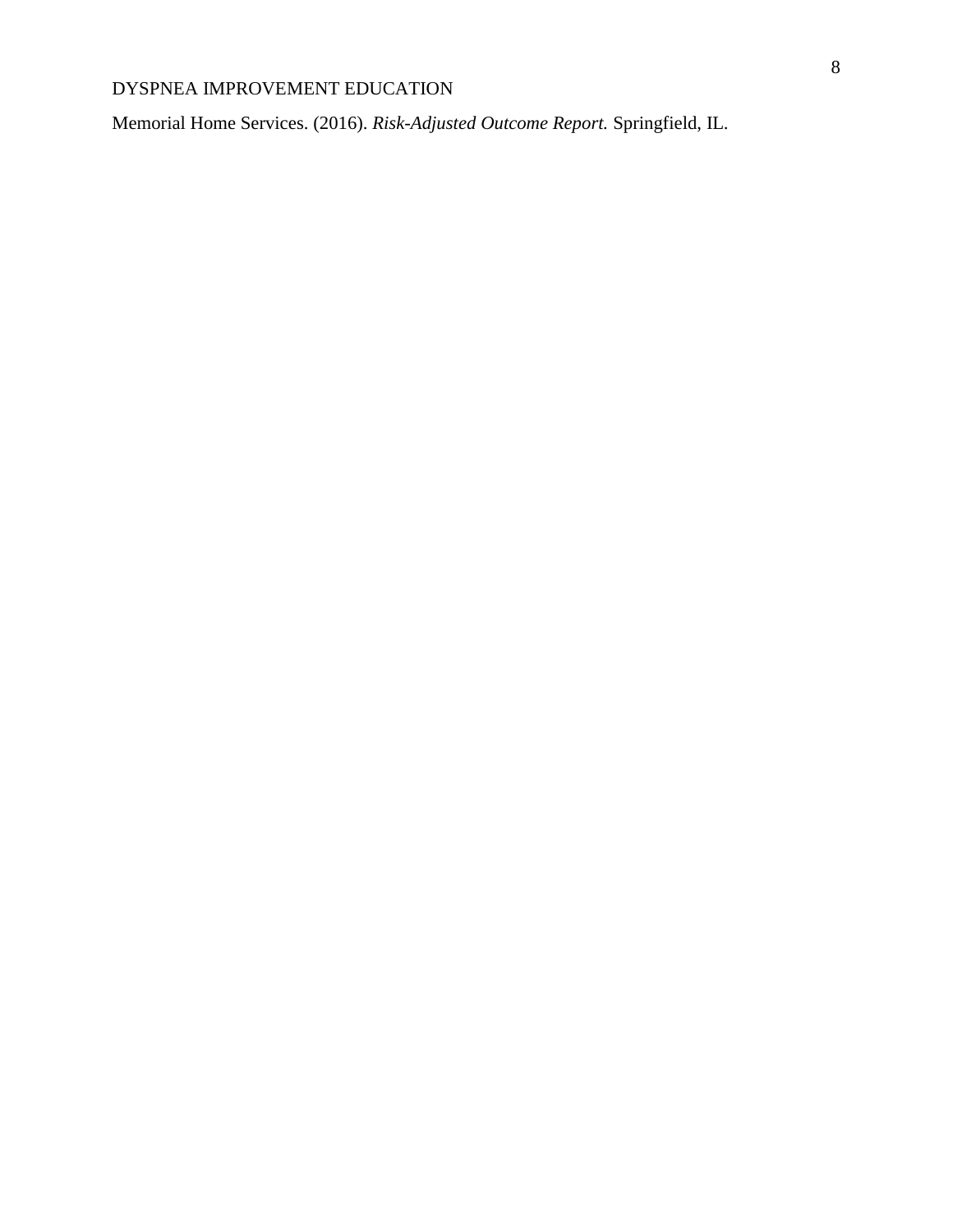Memorial Home Services. (2016). *Risk-Adjusted Outcome Report.* Springfield, IL.